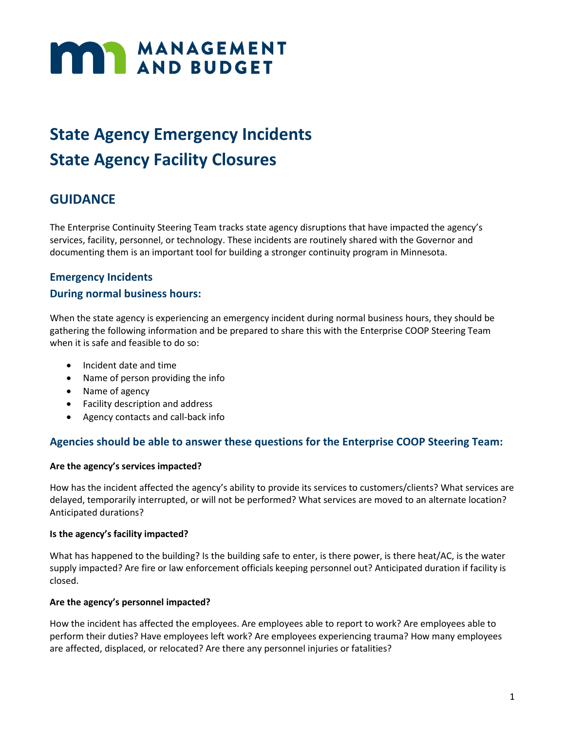MANAGEMENT AND BUDGET

# State Agency Emergency Incidents
# State Agency Facility Closures

## GUIDANCE

The Enterprise Continuity Steering Team tracks state agency disruptions that have impacted the agency's services, facility, personnel, or technology. These incidents are routinely shared with the Governor and documenting them is an important tool for building a stronger continuity program in Minnesota.

### Emergency Incidents

### During normal business hours:

When the state agency is experiencing an emergency incident during normal business hours, they should be gathering the following information and be prepared to share this with the Enterprise COOP Steering Team when it is safe and feasible to do so:

- Incident date and time
- Name of person providing the info
- Name of agency
- Facility description and address
- Agency contacts and call-back info

### Agencies should be able to answer these questions for the Enterprise COOP Steering Team:

**Are the agency's services impacted?**

How has the incident affected the agency's ability to provide its services to customers/clients? What services are delayed, temporarily interrupted, or will not be performed? What services are moved to an alternate location? Anticipated durations?

**Is the agency's facility impacted?**

What has happened to the building? Is the building safe to enter, is there power, is there heat/AC, is the water supply impacted? Are fire or law enforcement officials keeping personnel out? Anticipated duration if facility is closed.

**Are the agency's personnel impacted?**

How the incident has affected the employees. Are employees able to report to work? Are employees able to perform their duties? Have employees left work? Are employees experiencing trauma? How many employees are affected, displaced, or relocated? Are there any personnel injuries or fatalities?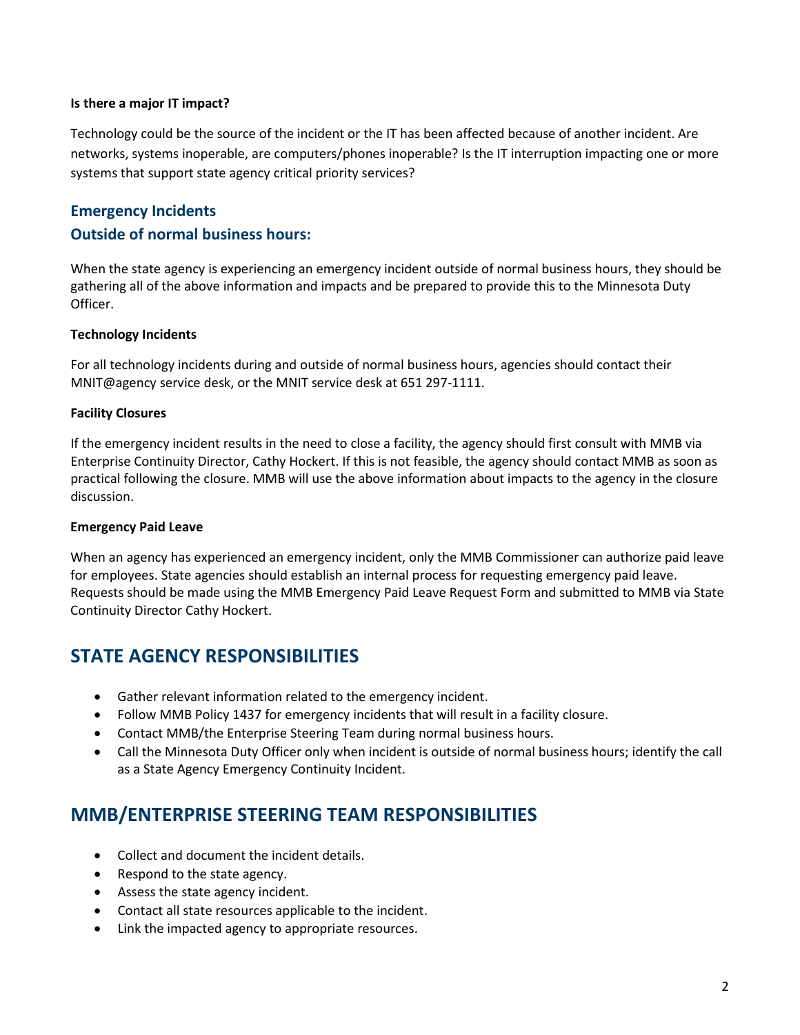**Is there a major IT impact?**

Technology could be the source of the incident or the IT has been affected because of another incident. Are networks, systems inoperable, are computers/phones inoperable? Is the IT interruption impacting one or more systems that support state agency critical priority services?

### Emergency Incidents

### Outside of normal business hours:

When the state agency is experiencing an emergency incident outside of normal business hours, they should be gathering all of the above information and impacts and be prepared to provide this to the Minnesota Duty Officer.

**Technology Incidents**

For all technology incidents during and outside of normal business hours, agencies should contact their MNIT@agency service desk, or the MNIT service desk at 651 297-1111.

**Facility Closures**

If the emergency incident results in the need to close a facility, the agency should first consult with MMB via Enterprise Continuity Director, Cathy Hockert. If this is not feasible, the agency should contact MMB as soon as practical following the closure. MMB will use the above information about impacts to the agency in the closure discussion.

**Emergency Paid Leave**

When an agency has experienced an emergency incident, only the MMB Commissioner can authorize paid leave for employees. State agencies should establish an internal process for requesting emergency paid leave. Requests should be made using the MMB Emergency Paid Leave Request Form and submitted to MMB via State Continuity Director Cathy Hockert.

## STATE AGENCY RESPONSIBILITIES

- Gather relevant information related to the emergency incident.
- Follow MMB Policy 1437 for emergency incidents that will result in a facility closure.
- Contact MMB/the Enterprise Steering Team during normal business hours.
- Call the Minnesota Duty Officer only when incident is outside of normal business hours; identify the call as a State Agency Emergency Continuity Incident.

## MMB/ENTERPRISE STEERING TEAM RESPONSIBILITIES

- Collect and document the incident details.
- Respond to the state agency.
- Assess the state agency incident.
- Contact all state resources applicable to the incident.
- Link the impacted agency to appropriate resources.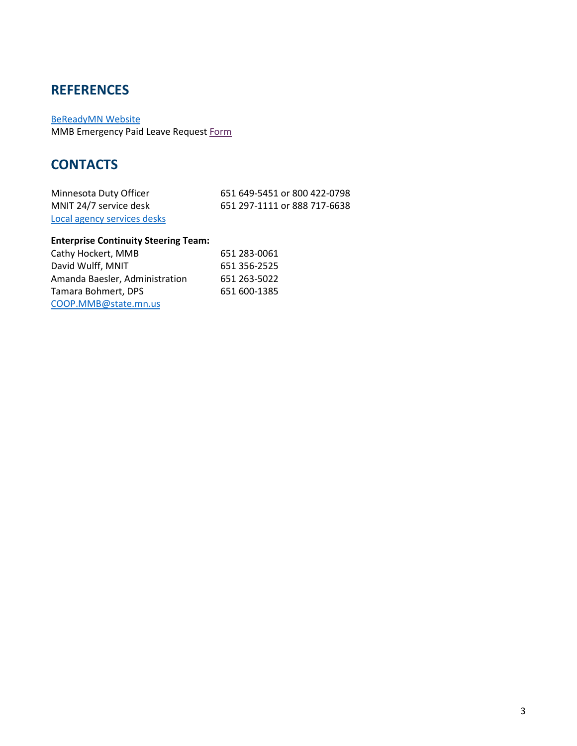## REFERENCES

BeReadyMN Website
MMB Emergency Paid Leave Request Form

## CONTACTS

| | |
|---|---|
| Minnesota Duty Officer | 651 649-5451 or 800 422-0798 |
| MNIT 24/7 service desk | 651 297-1111 or 888 717-6638 |
| Local agency services desks | |

**Enterprise Continuity Steering Team:**

| | |
|---|---|
| Cathy Hockert, MMB | 651 283-0061 |
| David Wulff, MNIT | 651 356-2525 |
| Amanda Baesler, Administration | 651 263-5022 |
| Tamara Bohmert, DPS | 651 600-1385 |

COOP.MMB@state.mn.us